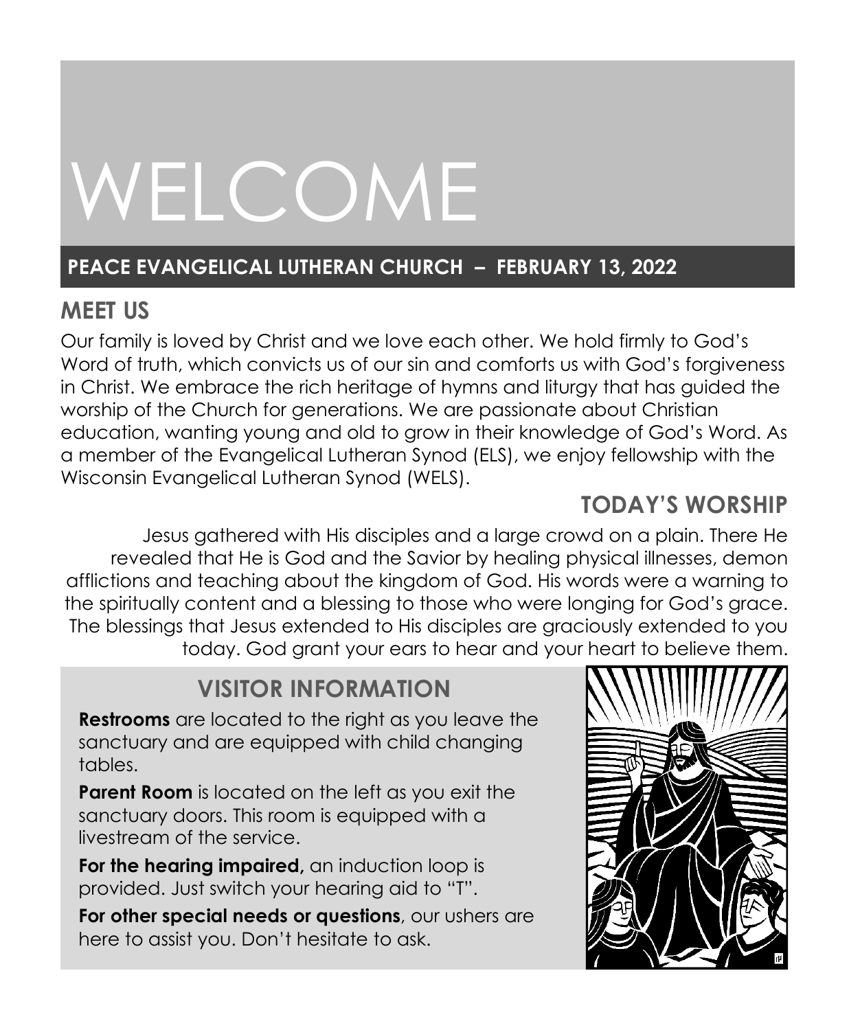# WELCOME

**PEACE EVANGELICAL LUTHERAN CHURCH – FEBRUARY 13, 2022**

## MEET US

Our family is loved by Christ and we love each other. We hold firmly to God's Word of truth, which convicts us of our sin and comforts us with God's forgiveness in Christ. We embrace the rich heritage of hymns and liturgy that has guided the worship of the Church for generations. We are passionate about Christian education, wanting young and old to grow in their knowledge of God's Word. As a member of the Evangelical Lutheran Synod (ELS), we enjoy fellowship with the Wisconsin Evangelical Lutheran Synod (WELS).

## TODAY'S WORSHIP

Jesus gathered with His disciples and a large crowd on a plain. There He revealed that He is God and the Savior by healing physical illnesses, demon afflictions and teaching about the kingdom of God. His words were a warning to the spiritually content and a blessing to those who were longing for God's grace. The blessings that Jesus extended to His disciples are graciously extended to you today. God grant your ears to hear and your heart to believe them.

## VISITOR INFORMATION

**Restrooms** are located to the right as you leave the sanctuary and are equipped with child changing tables.

**Parent Room** is located on the left as you exit the sanctuary doors. This room is equipped with a livestream of the service.

**For the hearing impaired,** an induction loop is provided. Just switch your hearing aid to "T".

**For other special needs or questions**, our ushers are here to assist you. Don't hesitate to ask.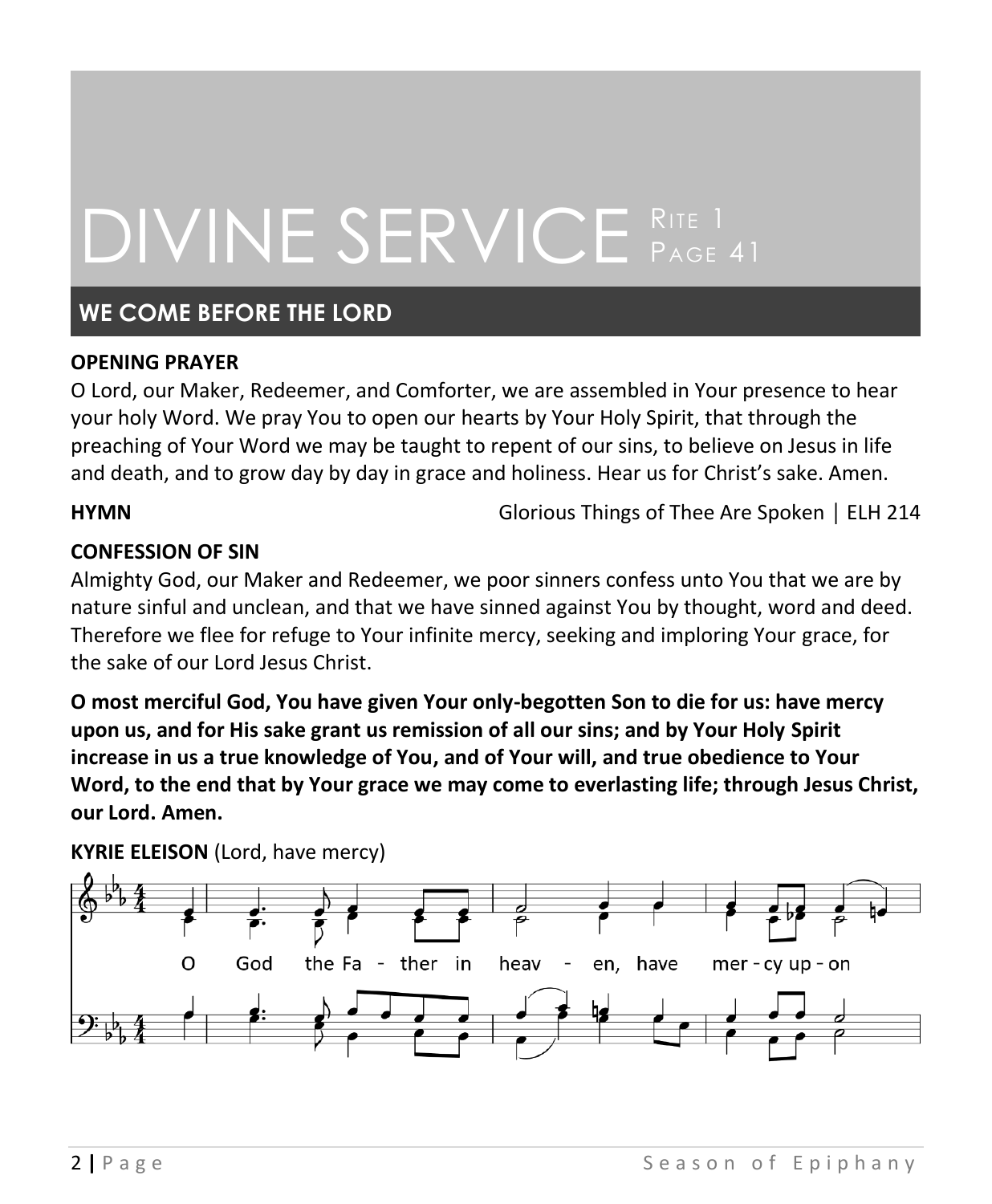# DIVINE SERVICE Rite 1 Page 41

## WE COME BEFORE THE LORD

**OPENING PRAYER**

O Lord, our Maker, Redeemer, and Comforter, we are assembled in Your presence to hear your holy Word. We pray You to open our hearts by Your Holy Spirit, that through the preaching of Your Word we may be taught to repent of our sins, to believe on Jesus in life and death, and to grow day by day in grace and holiness. Hear us for Christ's sake. Amen.

**HYMN** Glorious Things of Thee Are Spoken | ELH 214

**CONFESSION OF SIN**

Almighty God, our Maker and Redeemer, we poor sinners confess unto You that we are by nature sinful and unclean, and that we have sinned against You by thought, word and deed. Therefore we flee for refuge to Your infinite mercy, seeking and imploring Your grace, for the sake of our Lord Jesus Christ.

**O most merciful God, You have given Your only-begotten Son to die for us: have mercy upon us, and for His sake grant us remission of all our sins; and by Your Holy Spirit increase in us a true knowledge of You, and of Your will, and true obedience to Your Word, to the end that by Your grace we may come to everlasting life; through Jesus Christ, our Lord. Amen.**

**KYRIE ELEISON** (Lord, have mercy)

O God the Father in heaven, have mercy upon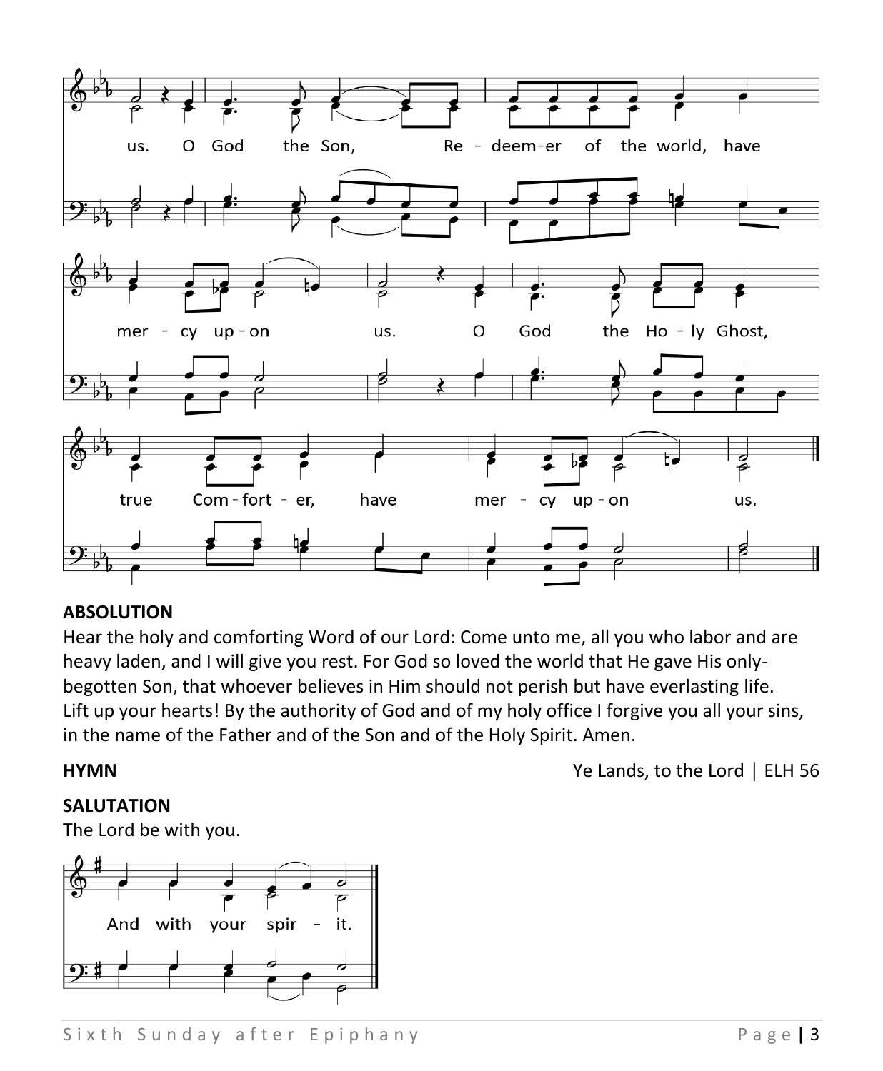us. O God the Son, Re - deem-er of the world, have mer - cy up - on us. O God the Ho - ly Ghost, true Com - fort - er, have mer - cy up - on us.

## ABSOLUTION

Hear the holy and comforting Word of our Lord: Come unto me, all you who labor and are heavy laden, and I will give you rest. For God so loved the world that He gave His only-begotten Son, that whoever believes in Him should not perish but have everlasting life. Lift up your hearts! By the authority of God and of my holy office I forgive you all your sins, in the name of the Father and of the Son and of the Holy Spirit. Amen.

**HYMN** Ye Lands, to the Lord | ELH 56

## SALUTATION

The Lord be with you.

And with your spir - it.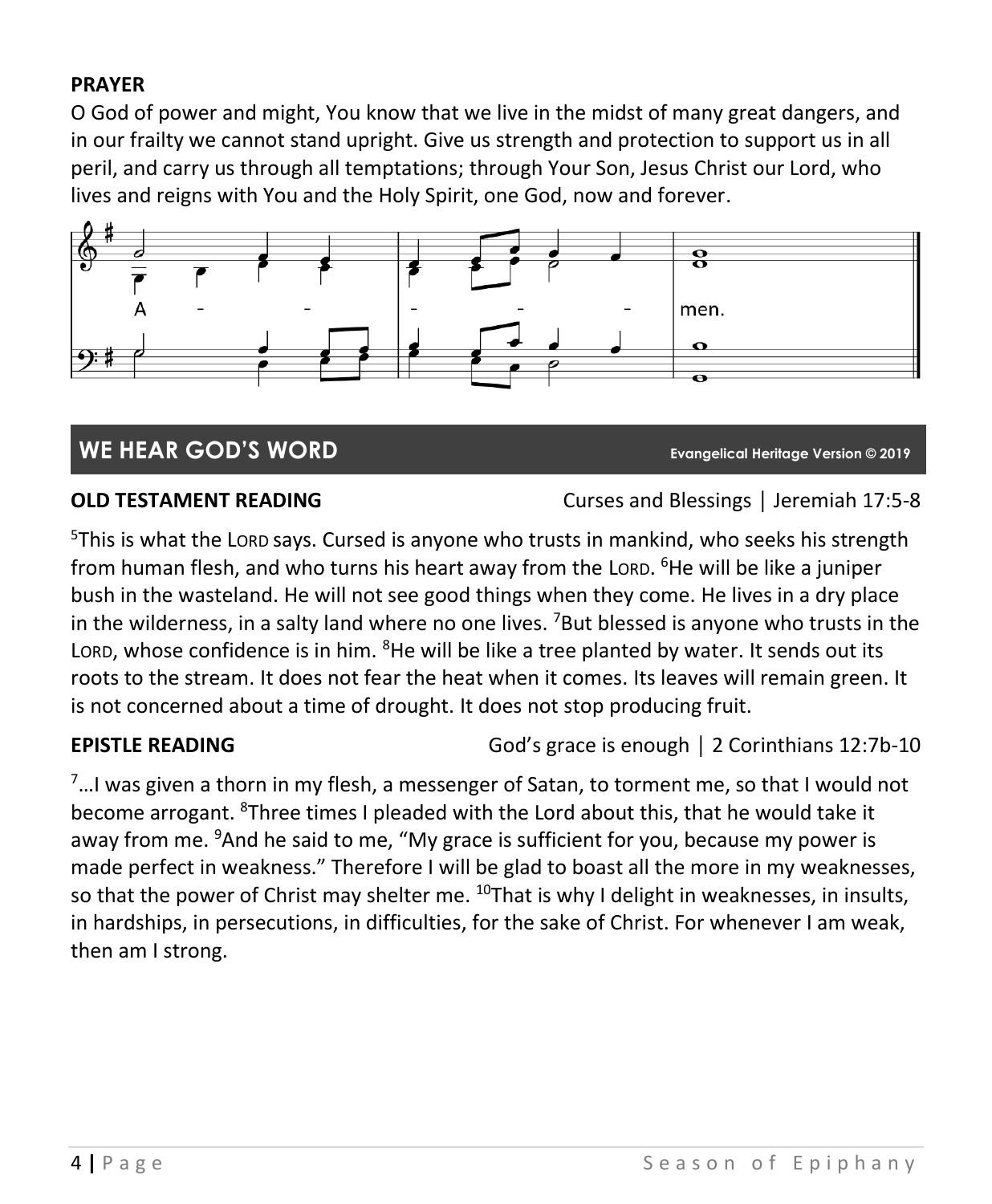**PRAYER**

O God of power and might, You know that we live in the midst of many great dangers, and in our frailty we cannot stand upright. Give us strength and protection to support us in all peril, and carry us through all temptations; through Your Son, Jesus Christ our Lord, who lives and reigns with You and the Holy Spirit, one God, now and forever.

A - - - - - men.

## WE HEAR GOD'S WORD

Evangelical Heritage Version © 2019

**OLD TESTAMENT READING** Curses and Blessings | Jeremiah 17:5-8

5This is what the LORD says. Cursed is anyone who trusts in mankind, who seeks his strength from human flesh, and who turns his heart away from the LORD. 6He will be like a juniper bush in the wasteland. He will not see good things when they come. He lives in a dry place in the wilderness, in a salty land where no one lives. 7But blessed is anyone who trusts in the LORD, whose confidence is in him. 8He will be like a tree planted by water. It sends out its roots to the stream. It does not fear the heat when it comes. Its leaves will remain green. It is not concerned about a time of drought. It does not stop producing fruit.

**EPISTLE READING** God's grace is enough | 2 Corinthians 12:7b-10

7…I was given a thorn in my flesh, a messenger of Satan, to torment me, so that I would not become arrogant. 8Three times I pleaded with the Lord about this, that he would take it away from me. 9And he said to me, "My grace is sufficient for you, because my power is made perfect in weakness." Therefore I will be glad to boast all the more in my weaknesses, so that the power of Christ may shelter me. 10That is why I delight in weaknesses, in insults, in hardships, in persecutions, in difficulties, for the sake of Christ. For whenever I am weak, then am I strong.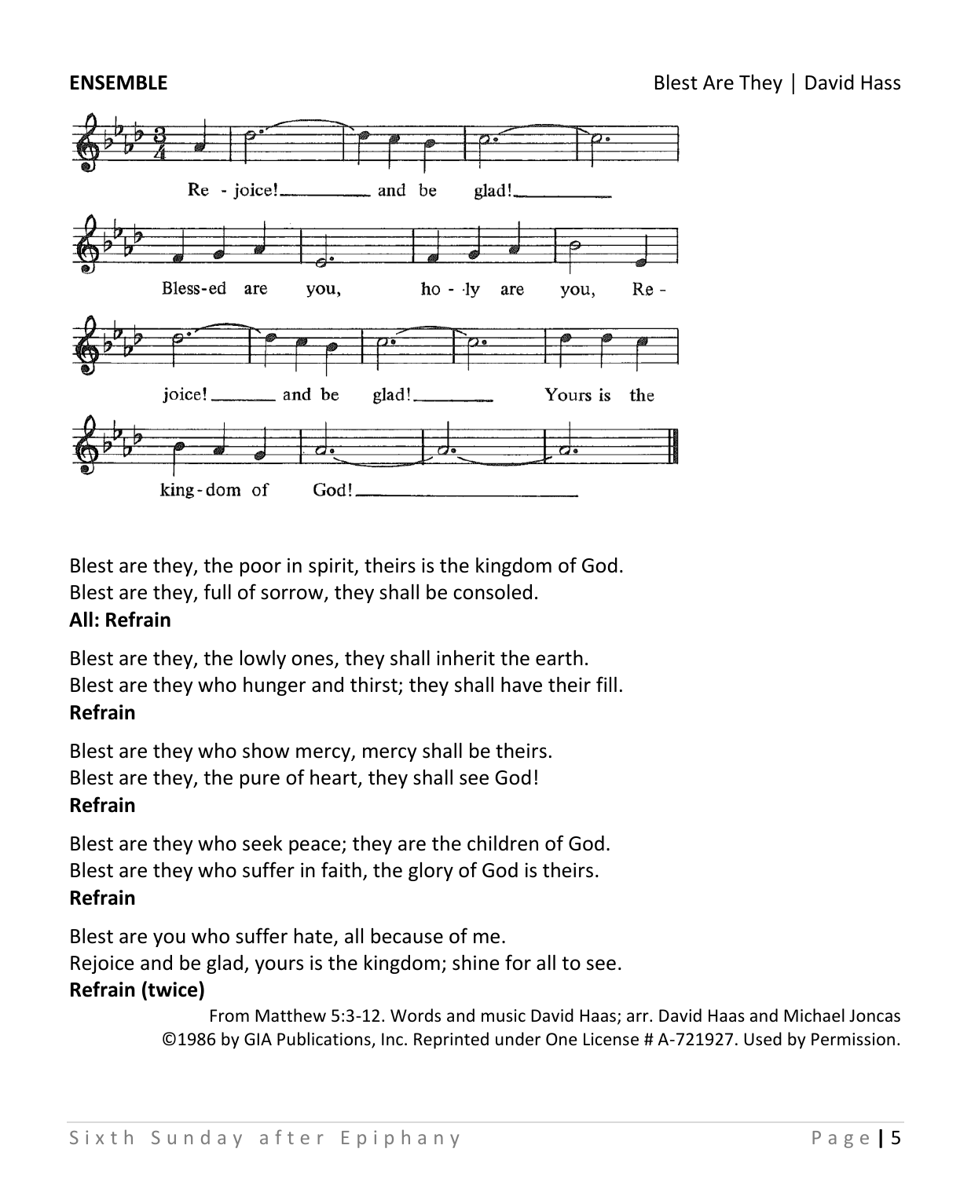**ENSEMBLE** Blest Are They | David Hass

Re - joice! and be glad!

Bless-ed are you, ho - ly are you, Re -

joice! and be glad! Yours is the

king - dom of God!

Blest are they, the poor in spirit, theirs is the kingdom of God.
Blest are they, full of sorrow, they shall be consoled.
**All: Refrain**

Blest are they, the lowly ones, they shall inherit the earth.
Blest are they who hunger and thirst; they shall have their fill.
**Refrain**

Blest are they who show mercy, mercy shall be theirs.
Blest are they, the pure of heart, they shall see God!
**Refrain**

Blest are they who seek peace; they are the children of God.
Blest are they who suffer in faith, the glory of God is theirs.
**Refrain**

Blest are you who suffer hate, all because of me.
Rejoice and be glad, yours is the kingdom; shine for all to see.
**Refrain (twice)**

From Matthew 5:3-12. Words and music David Haas; arr. David Haas and Michael Joncas
©1986 by GIA Publications, Inc. Reprinted under One License # A-721927. Used by Permission.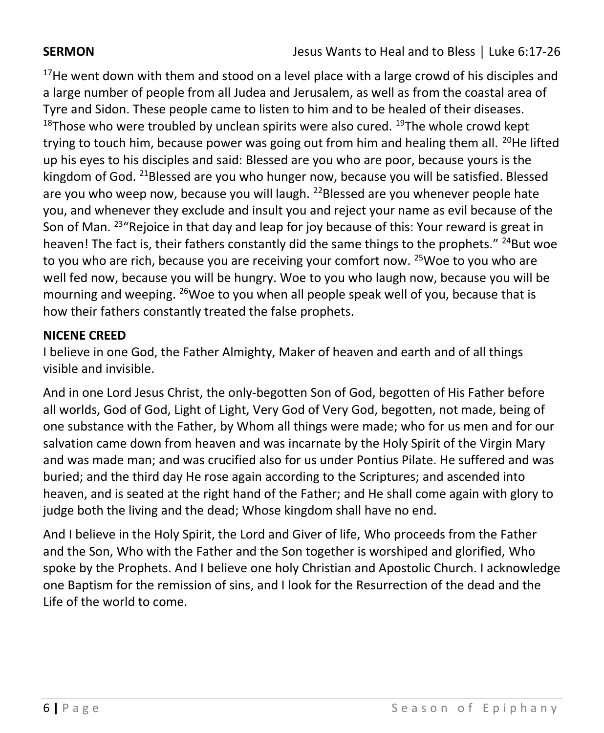**SERMON** Jesus Wants to Heal and to Bless │ Luke 6:17-26

[17]He went down with them and stood on a level place with a large crowd of his disciples and a large number of people from all Judea and Jerusalem, as well as from the coastal area of Tyre and Sidon. These people came to listen to him and to be healed of their diseases. [18]Those who were troubled by unclean spirits were also cured. [19]The whole crowd kept trying to touch him, because power was going out from him and healing them all. [20]He lifted up his eyes to his disciples and said: Blessed are you who are poor, because yours is the kingdom of God. [21]Blessed are you who hunger now, because you will be satisfied. Blessed are you who weep now, because you will laugh. [22]Blessed are you whenever people hate you, and whenever they exclude and insult you and reject your name as evil because of the Son of Man. [23]"Rejoice in that day and leap for joy because of this: Your reward is great in heaven! The fact is, their fathers constantly did the same things to the prophets." [24]But woe to you who are rich, because you are receiving your comfort now. [25]Woe to you who are well fed now, because you will be hungry. Woe to you who laugh now, because you will be mourning and weeping. [26]Woe to you when all people speak well of you, because that is how their fathers constantly treated the false prophets.

**NICENE CREED**

I believe in one God, the Father Almighty, Maker of heaven and earth and of all things visible and invisible.

And in one Lord Jesus Christ, the only-begotten Son of God, begotten of His Father before all worlds, God of God, Light of Light, Very God of Very God, begotten, not made, being of one substance with the Father, by Whom all things were made; who for us men and for our salvation came down from heaven and was incarnate by the Holy Spirit of the Virgin Mary and was made man; and was crucified also for us under Pontius Pilate. He suffered and was buried; and the third day He rose again according to the Scriptures; and ascended into heaven, and is seated at the right hand of the Father; and He shall come again with glory to judge both the living and the dead; Whose kingdom shall have no end.

And I believe in the Holy Spirit, the Lord and Giver of life, Who proceeds from the Father and the Son, Who with the Father and the Son together is worshiped and glorified, Who spoke by the Prophets. And I believe one holy Christian and Apostolic Church. I acknowledge one Baptism for the remission of sins, and I look for the Resurrection of the dead and the Life of the world to come.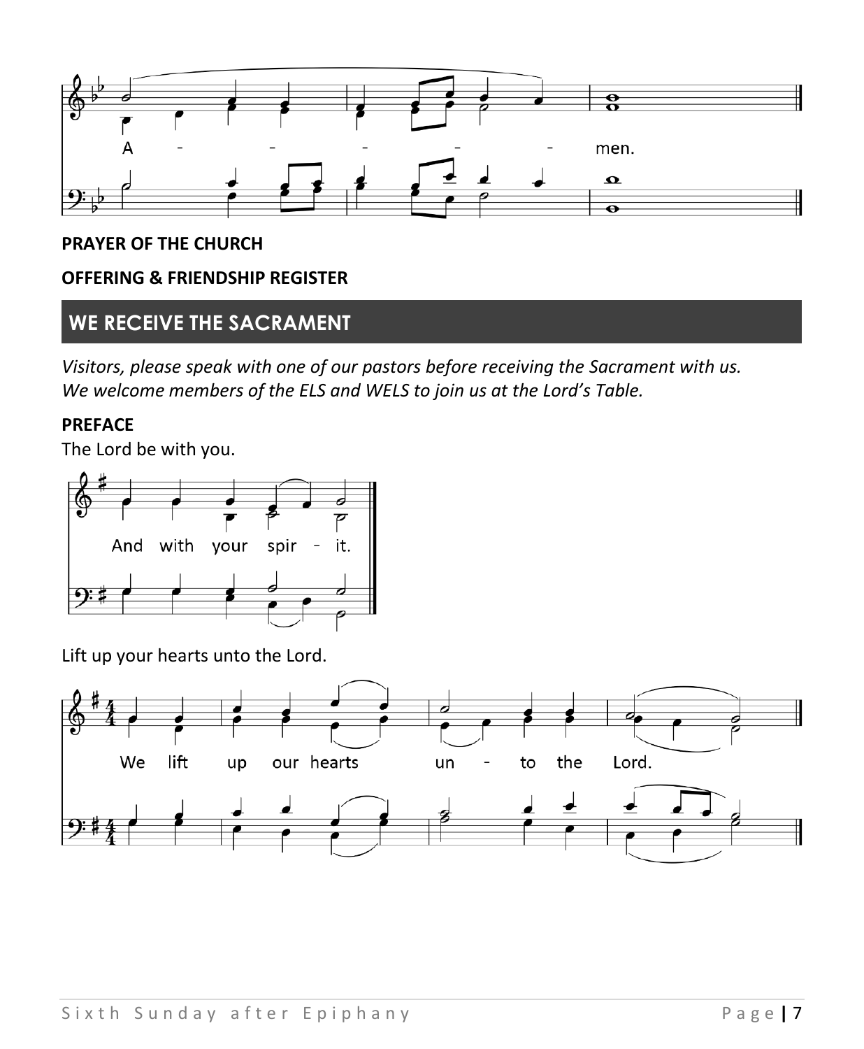A - - - - - men.

**PRAYER OF THE CHURCH**

**OFFERING & FRIENDSHIP REGISTER**

## WE RECEIVE THE SACRAMENT

*Visitors, please speak with one of our pastors before receiving the Sacrament with us. We welcome members of the ELS and WELS to join us at the Lord's Table.*

**PREFACE**

The Lord be with you.

And with your spir - it.

Lift up your hearts unto the Lord.

We lift up our hearts un - to the Lord.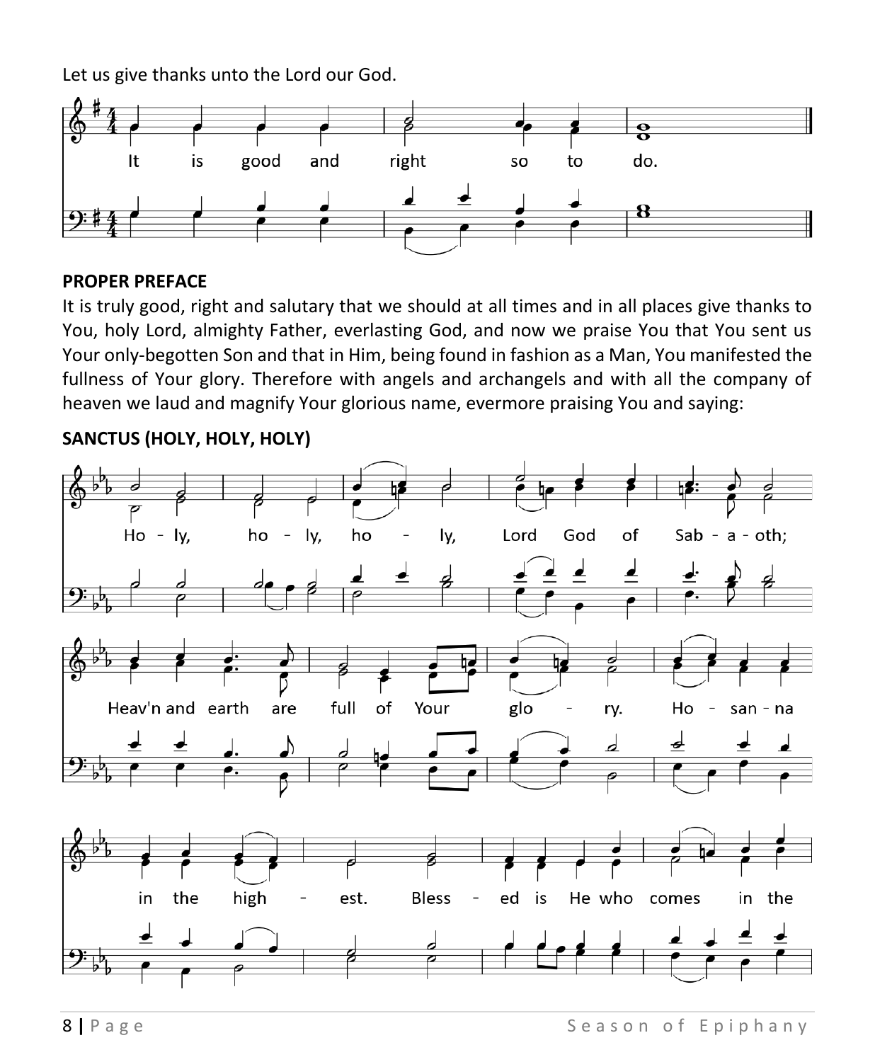Let us give thanks unto the Lord our God.

It is good and right so to do.

**PROPER PREFACE**

It is truly good, right and salutary that we should at all times and in all places give thanks to You, holy Lord, almighty Father, everlasting God, and now we praise You that You sent us Your only-begotten Son and that in Him, being found in fashion as a Man, You manifested the fullness of Your glory. Therefore with angels and archangels and with all the company of heaven we laud and magnify Your glorious name, evermore praising You and saying:

**SANCTUS (HOLY, HOLY, HOLY)**

Ho - ly, ho - ly, ho - ly, Lord God of Sab - a - oth;

Heav'n and earth are full of Your glo - ry. Ho - san - na

in the high - est. Bless - ed is He who comes in the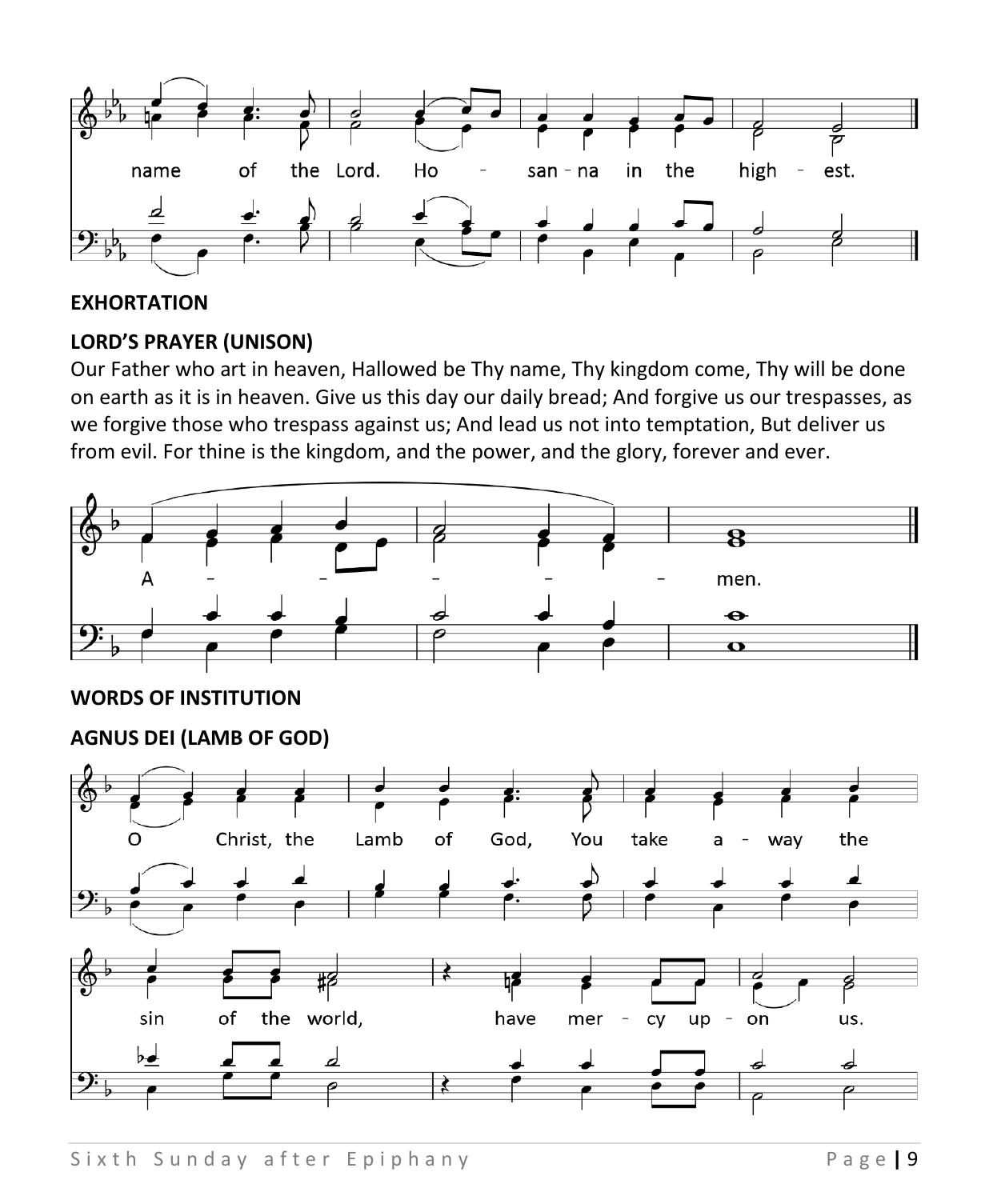name of the Lord. Ho - san - na in the high - est.

**EXHORTATION**

**LORD'S PRAYER (UNISON)**

Our Father who art in heaven, Hallowed be Thy name, Thy kingdom come, Thy will be done on earth as it is in heaven. Give us this day our daily bread; And forgive us our trespasses, as we forgive those who trespass against us; And lead us not into temptation, But deliver us from evil. For thine is the kingdom, and the power, and the glory, forever and ever.

A - - - - - men.

**WORDS OF INSTITUTION**

**AGNUS DEI (LAMB OF GOD)**

O Christ, the Lamb of God, You take a - way the

sin of the world, have mer - cy up - on us.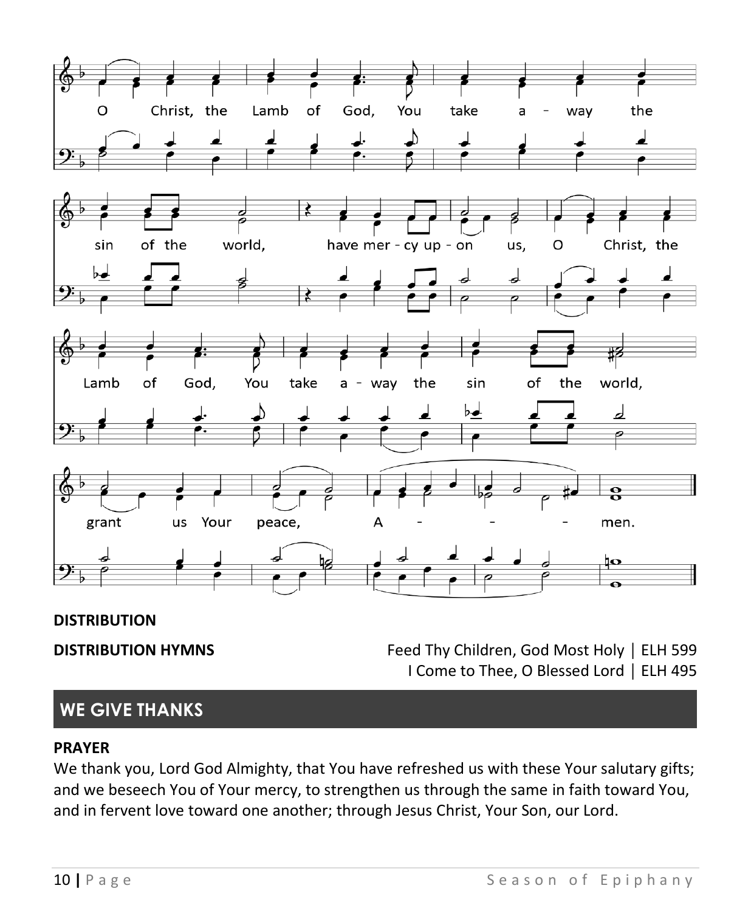O Christ, the Lamb of God, You take a - way the sin of the world, have mer - cy up - on us, O Christ, the Lamb of God, You take a - way the sin of the world, grant us Your peace, A - - - men.

**DISTRIBUTION**

**DISTRIBUTION HYMNS** Feed Thy Children, God Most Holy | ELH 599
I Come to Thee, O Blessed Lord | ELH 495

## WE GIVE THANKS

**PRAYER**

We thank you, Lord God Almighty, that You have refreshed us with these Your salutary gifts; and we beseech You of Your mercy, to strengthen us through the same in faith toward You, and in fervent love toward one another; through Jesus Christ, Your Son, our Lord.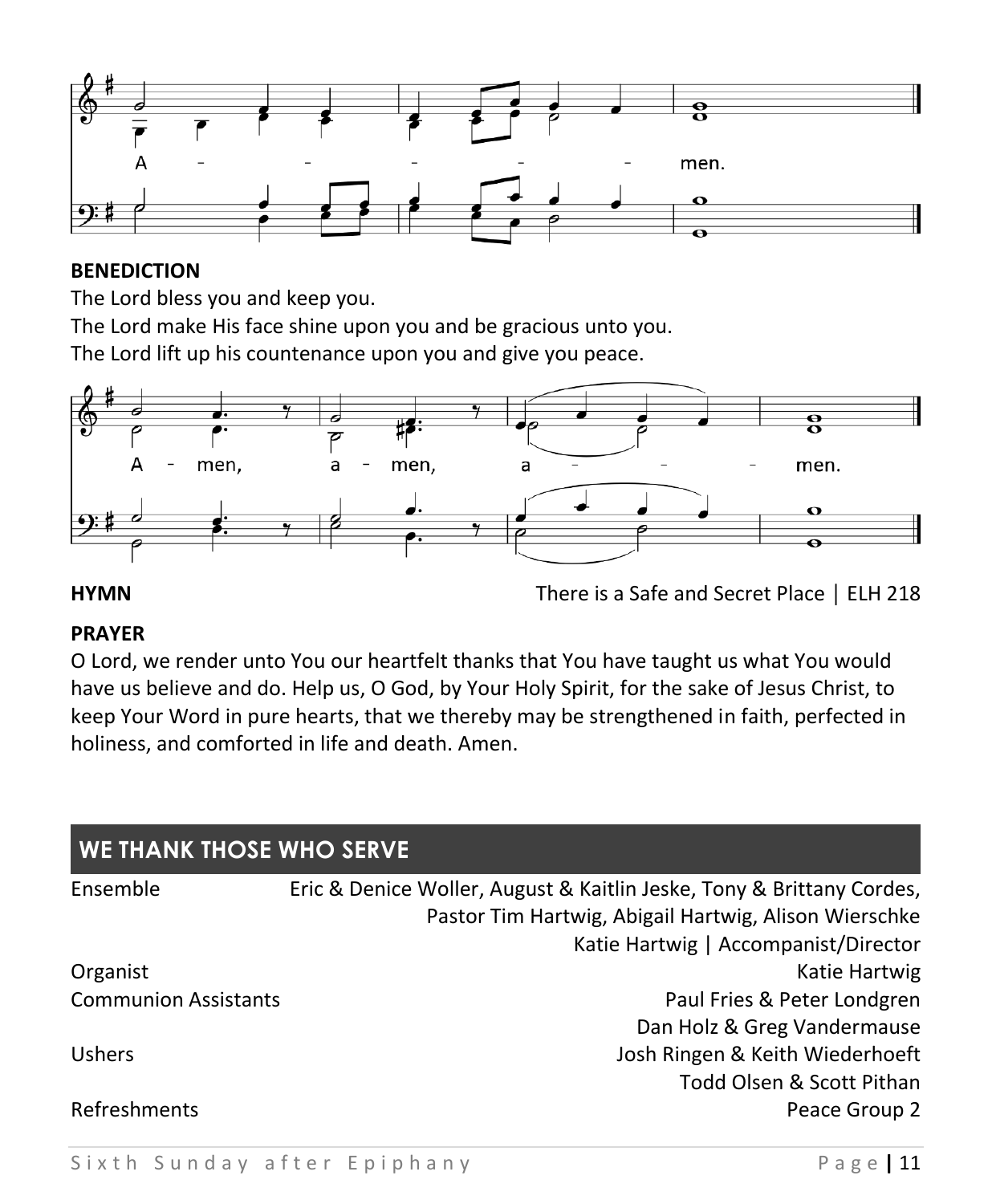A - - - - - men.

**BENEDICTION**

The Lord bless you and keep you.
The Lord make His face shine upon you and be gracious unto you.
The Lord lift up his countenance upon you and give you peace.

A - men, a - men, a - - - men.

**HYMN** There is a Safe and Secret Place | ELH 218

**PRAYER**

O Lord, we render unto You our heartfelt thanks that You have taught us what You would have us believe and do. Help us, O God, by Your Holy Spirit, for the sake of Jesus Christ, to keep Your Word in pure hearts, that we thereby may be strengthened in faith, perfected in holiness, and comforted in life and death. Amen.

## WE THANK THOSE WHO SERVE

| | |
|---|---|
| Ensemble | Eric & Denice Woller, August & Kaitlin Jeske, Tony & Brittany Cordes, Pastor Tim Hartwig, Abigail Hartwig, Alison Wierschke |
| | Katie Hartwig \| Accompanist/Director |
| Organist | Katie Hartwig |
| Communion Assistants | Paul Fries & Peter Londgren |
| | Dan Holz & Greg Vandermause |
| Ushers | Josh Ringen & Keith Wiederhoeft |
| | Todd Olsen & Scott Pithan |
| Refreshments | Peace Group 2 |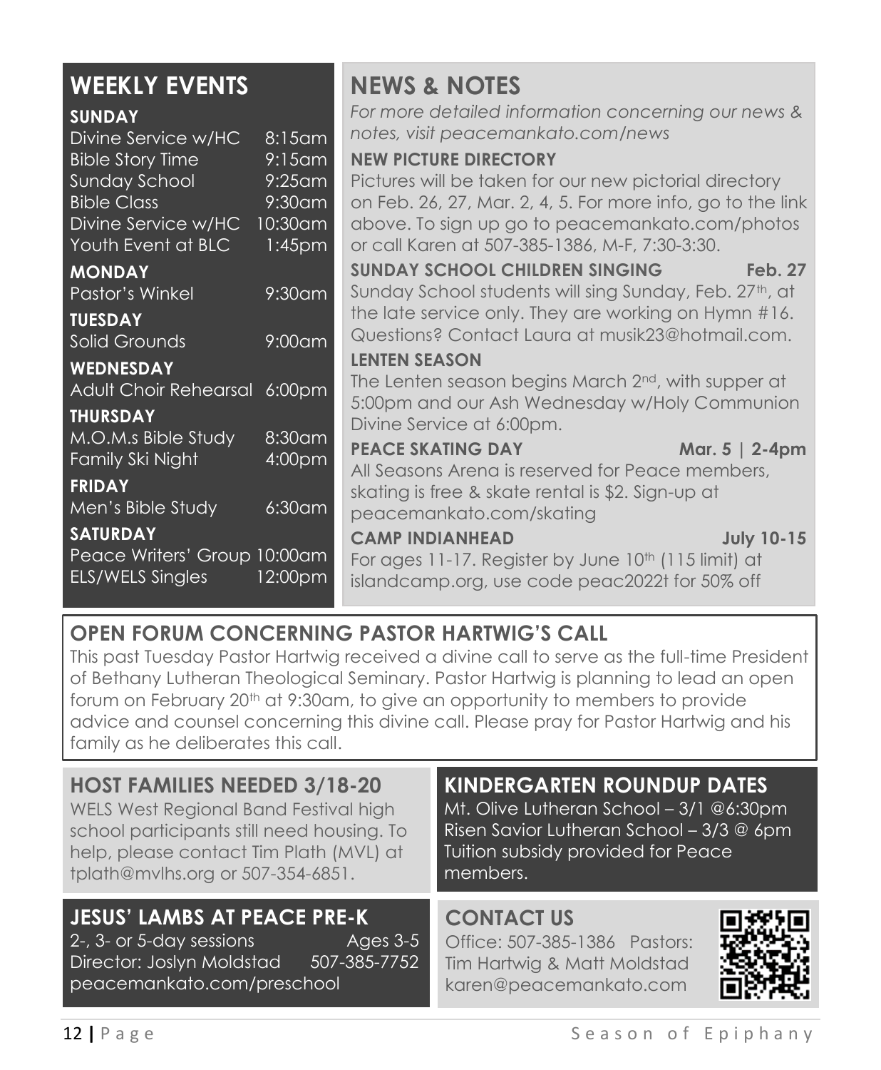## WEEKLY EVENTS

**SUNDAY**

| | |
|---|---|
| Divine Service w/HC | 8:15am |
| Bible Story Time | 9:15am |
| Sunday School | 9:25am |
| Bible Class | 9:30am |
| Divine Service w/HC | 10:30am |
| Youth Event at BLC | 1:45pm |

**MONDAY**

| | |
|---|---|
| Pastor's Winkel | 9:30am |

**TUESDAY**

| | |
|---|---|
| Solid Grounds | 9:00am |

**WEDNESDAY**

| | |
|---|---|
| Adult Choir Rehearsal | 6:00pm |

**THURSDAY**

| | |
|---|---|
| M.O.M.s Bible Study | 8:30am |
| Family Ski Night | 4:00pm |

**FRIDAY**

| | |
|---|---|
| Men's Bible Study | 6:30am |

**SATURDAY**

| | |
|---|---|
| Peace Writers' Group | 10:00am |
| ELS/WELS Singles | 12:00pm |

## NEWS & NOTES

*For more detailed information concerning our news & notes, visit peacemankato.com/news*

**NEW PICTURE DIRECTORY**

Pictures will be taken for our new pictorial directory on Feb. 26, 27, Mar. 2, 4, 5. For more info, go to the link above. To sign up go to peacemankato.com/photos or call Karen at 507-385-1386, M-F, 7:30-3:30.

**SUNDAY SCHOOL CHILDREN SINGING** — **Feb. 27**

Sunday School students will sing Sunday, Feb. 27th, at the late service only. They are working on Hymn #16. Questions? Contact Laura at musik23@hotmail.com.

**LENTEN SEASON**

The Lenten season begins March 2nd, with supper at 5:00pm and our Ash Wednesday w/Holy Communion Divine Service at 6:00pm.

**PEACE SKATING DAY** — **Mar. 5 | 2-4pm**

All Seasons Arena is reserved for Peace members, skating is free & skate rental is $2. Sign-up at peacemankato.com/skating

**CAMP INDIANHEAD** — **July 10-15**

For ages 11-17. Register by June 10th (115 limit) at islandcamp.org, use code peac2022t for 50% off

## OPEN FORUM CONCERNING PASTOR HARTWIG'S CALL

This past Tuesday Pastor Hartwig received a divine call to serve as the full-time President of Bethany Lutheran Theological Seminary. Pastor Hartwig is planning to lead an open forum on February 20th at 9:30am, to give an opportunity to members to provide advice and counsel concerning this divine call. Please pray for Pastor Hartwig and his family as he deliberates this call.

## HOST FAMILIES NEEDED 3/18-20

WELS West Regional Band Festival high school participants still need housing. To help, please contact Tim Plath (MVL) at tplath@mvlhs.org or 507-354-6851.

## KINDERGARTEN ROUNDUP DATES

Mt. Olive Lutheran School – 3/1 @6:30pm
Risen Savior Lutheran School – 3/3 @ 6pm
Tuition subsidy provided for Peace members.

## JESUS' LAMBS AT PEACE PRE-K

2-, 3- or 5-day sessions — Ages 3-5
Director: Joslyn Moldstad — 507-385-7752
peacemankato.com/preschool

## CONTACT US

Office: 507-385-1386 Pastors: Tim Hartwig & Matt Moldstad
karen@peacemankato.com